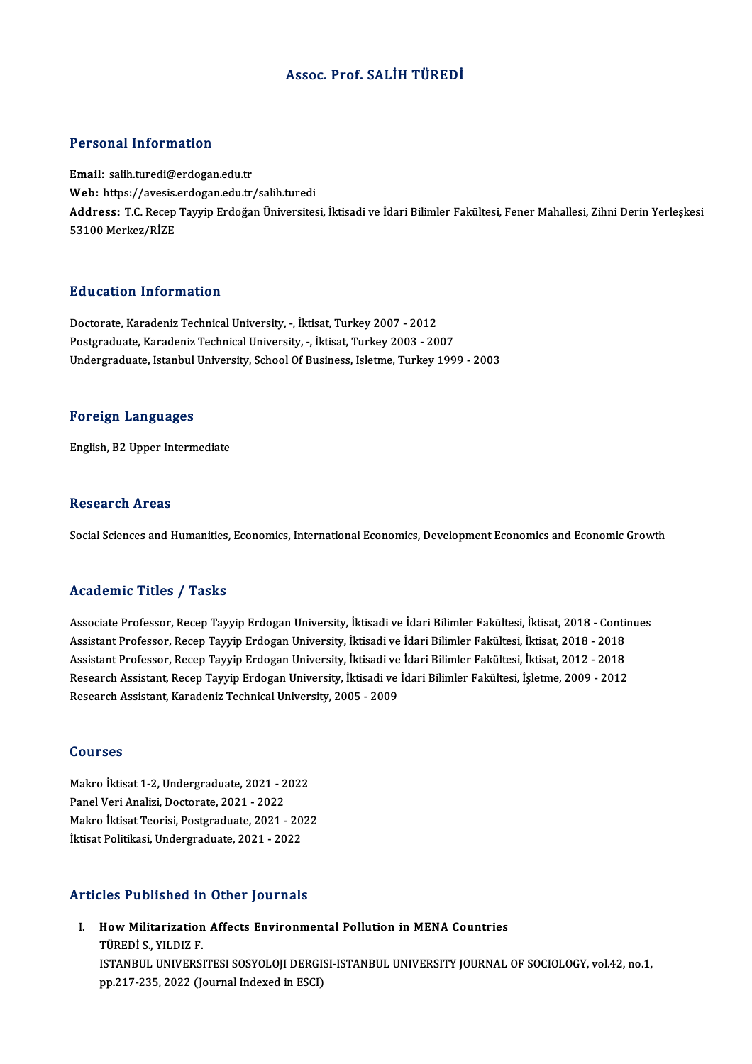# Assoc. Prof. SALİH TÜREDİ

## Personal Information

**Email:** salih.turedi@erdogan.edu.tr
**Web:** https://avesis.erdogan.edu.tr/salih.turedi
**Address:** T.C. Recep Tayyip Erdoğan Üniversitesi, İktisadi ve İdari Bilimler Fakültesi, Fener Mahallesi, Zihni Derin Yerleşkesi 53100 Merkez/RİZE

## Education Information

Doctorate, Karadeniz Technical University, -, İktisat, Turkey 2007 - 2012
Postgraduate, Karadeniz Technical University, -, İktisat, Turkey 2003 - 2007
Undergraduate, Istanbul University, School Of Business, Isletme, Turkey 1999 - 2003

## Foreign Languages

English, B2 Upper Intermediate

## Research Areas

Social Sciences and Humanities, Economics, International Economics, Development Economics and Economic Growth

## Academic Titles / Tasks

Associate Professor, Recep Tayyip Erdogan University, İktisadi ve İdari Bilimler Fakültesi, İktisat, 2018 - Continues
Assistant Professor, Recep Tayyip Erdogan University, İktisadi ve İdari Bilimler Fakültesi, İktisat, 2018 - 2018
Assistant Professor, Recep Tayyip Erdogan University, İktisadi ve İdari Bilimler Fakültesi, İktisat, 2012 - 2018
Research Assistant, Recep Tayyip Erdogan University, İktisadi ve İdari Bilimler Fakültesi, İşletme, 2009 - 2012
Research Assistant, Karadeniz Technical University, 2005 - 2009

## Courses

Makro İktisat 1-2, Undergraduate, 2021 - 2022
Panel Veri Analizi, Doctorate, 2021 - 2022
Makro İktisat Teorisi, Postgraduate, 2021 - 2022
İktisat Politikası, Undergraduate, 2021 - 2022

## Articles Published in Other Journals

I. **How Militarization Affects Environmental Pollution in MENA Countries**
TÜREDİ S., YILDIZ F.
ISTANBUL UNIVERSITESI SOSYOLOJI DERGISI-ISTANBUL UNIVERSITY JOURNAL OF SOCIOLOGY, vol.42, no.1, pp.217-235, 2022 (Journal Indexed in ESCI)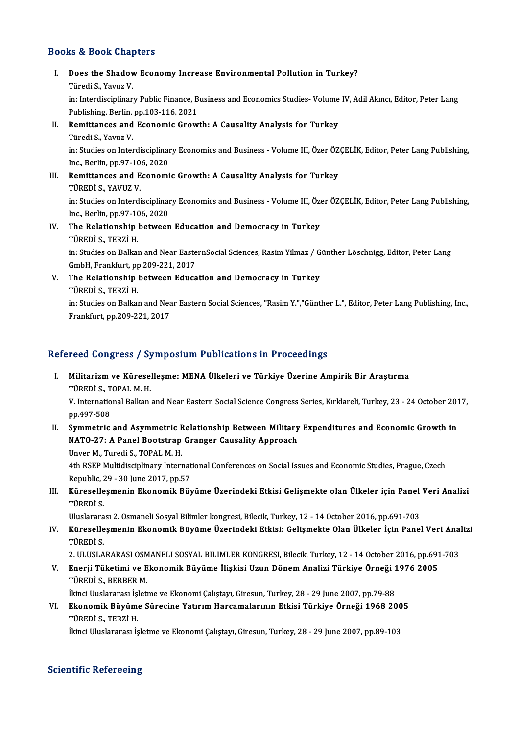## Books & Book Chapters

I. **Does the Shadow Economy Increase Environmental Pollution in Turkey?**
Türedi S., Yavuz V.
in: Interdisciplinary Public Finance, Business and Economics Studies- Volume IV, Adil Akıncı, Editor, Peter Lang Publishing, Berlin, pp.103-116, 2021

II. **Remittances and Economic Growth: A Causality Analysis for Turkey**
Türedi S., Yavuz V.
in: Studies on Interdisciplinary Economics and Business - Volume III, Özer ÖZÇELİK, Editor, Peter Lang Publishing, Inc., Berlin, pp.97-106, 2020

III. **Remittances and Economic Growth: A Causality Analysis for Turkey**
TÜREDİ S., YAVUZ V.
in: Studies on Interdisciplinary Economics and Business - Volume III, Özer ÖZÇELİK, Editor, Peter Lang Publishing, Inc., Berlin, pp.97-106, 2020

IV. **The Relationship between Education and Democracy in Turkey**
TÜREDİ S., TERZİ H.
in: Studies on Balkan and Near EasternSocial Sciences, Rasim Yilmaz / Günther Löschnigg, Editor, Peter Lang GmbH, Frankfurt, pp.209-221, 2017

V. **The Relationship between Education and Democracy in Turkey**
TÜREDİ S., TERZİ H.
in: Studies on Balkan and Near Eastern Social Sciences, "Rasim Y.","Günther L.", Editor, Peter Lang Publishing, Inc., Frankfurt, pp.209-221, 2017

## Refereed Congress / Symposium Publications in Proceedings

I. **Militarizm ve Küreselleşme: MENA Ülkeleri ve Türkiye Üzerine Ampirik Bir Araştırma**
TÜREDİ S., TOPAL M. H.
V. International Balkan and Near Eastern Social Science Congress Series, Kırklareli, Turkey, 23 - 24 October 2017, pp.497-508

II. **Symmetric and Asymmetric Relationship Between Military Expenditures and Economic Growth in NATO-27: A Panel Bootstrap Granger Causality Approach**
Unver M., Turedi S., TOPAL M. H.
4th RSEP Multidisciplinary International Conferences on Social Issues and Economic Studies, Prague, Czech Republic, 29 - 30 June 2017, pp.57

III. **Küreselleşmenin Ekonomik Büyüme Üzerindeki Etkisi Gelişmekte olan Ülkeler için Panel Veri Analizi**
TÜREDİ S.
Uluslararası 2. Osmaneli Sosyal Bilimler kongresi, Bilecik, Turkey, 12 - 14 October 2016, pp.691-703

IV. **Küreselleşmenin Ekonomik Büyüme Üzerindeki Etkisi: Gelişmekte Olan Ülkeler İçin Panel Veri Analizi**
TÜREDİ S.
2. ULUSLARARASI OSMANELİ SOSYAL BİLİMLER KONGRESİ, Bilecik, Turkey, 12 - 14 October 2016, pp.691-703

V. **Enerji Tüketimi ve Ekonomik Büyüme İlişkisi Uzun Dönem Analizi Türkiye Örneği 1976 2005**
TÜREDİ S., BERBER M.
İkinci Uuslararası İşletme ve Ekonomi Çalıştayı, Giresun, Turkey, 28 - 29 June 2007, pp.79-88

VI. **Ekonomik Büyüme Sürecine Yatırım Harcamalarının Etkisi Türkiye Örneği 1968 2005**
TÜREDİ S., TERZİ H.
İkinci Uluslararası İşletme ve Ekonomi Çalıştayı, Giresun, Turkey, 28 - 29 June 2007, pp.89-103

## Scientific Refereeing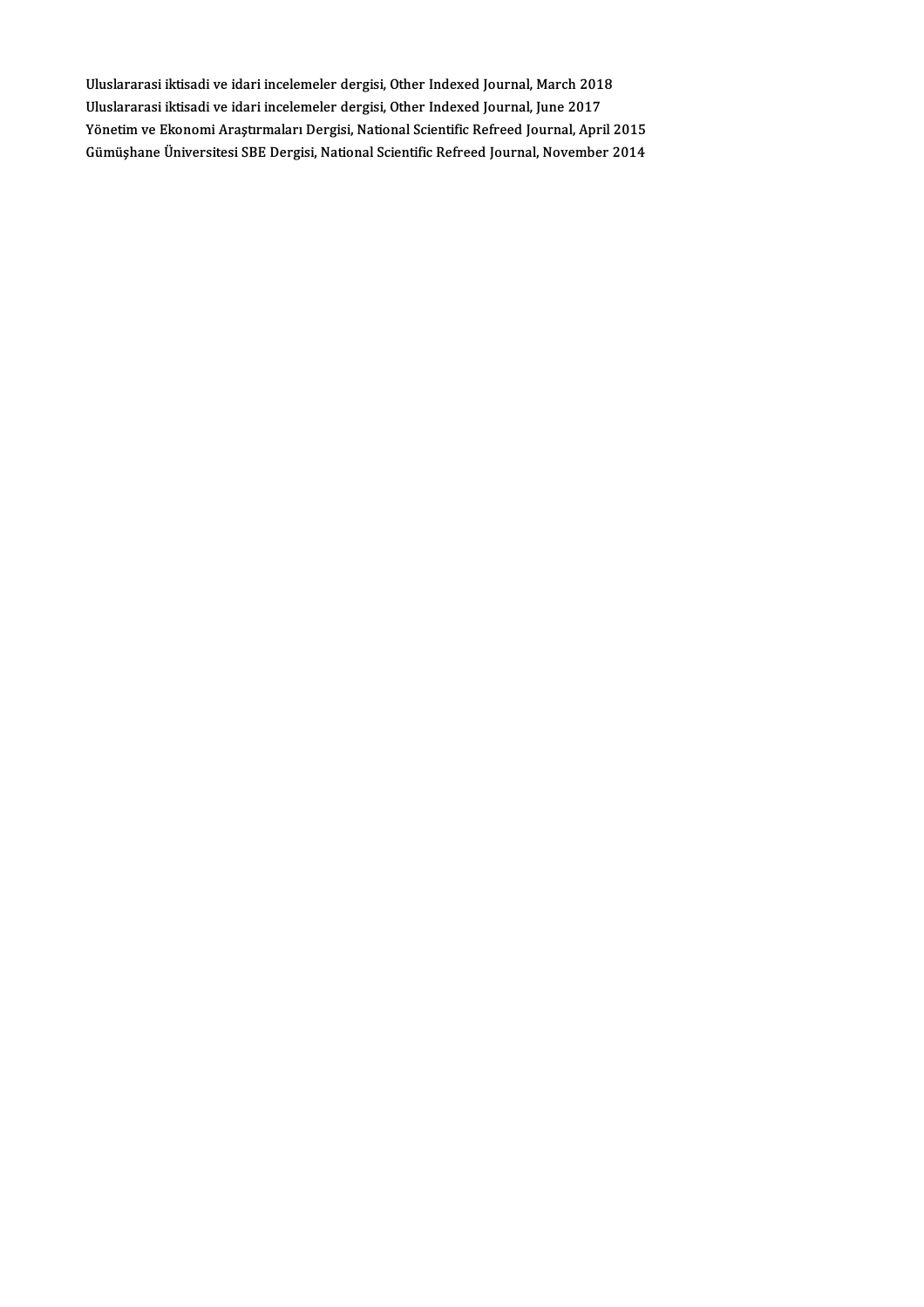Uluslararasi iktisadi ve idari incelemeler dergisi, Other Indexed Journal, March 2018
Uluslararasi iktisadi ve idari incelemeler dergisi, Other Indexed Journal, June 2017
Yönetim ve Ekonomi Araştırmaları Dergisi, National Scientific Refreed Journal, April 2015
Gümüşhane Üniversitesi SBE Dergisi, National Scientific Refreed Journal, November 2014